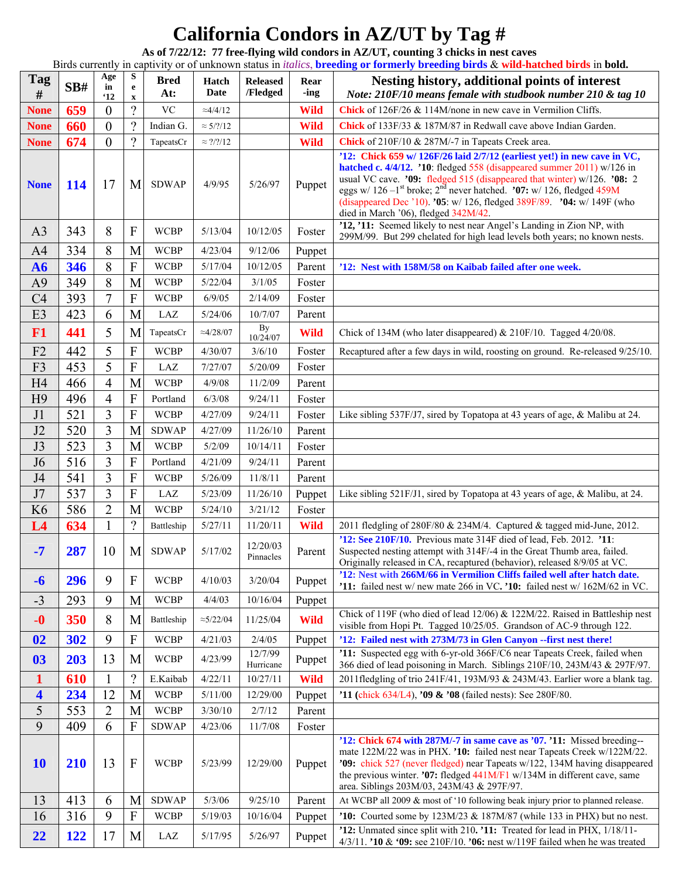# California Condors in AZ/UT by Tag #

**As of 7/22/12: 77 free-flying wild condors in AZ/UT, counting 3 chicks in nest caves**

Birds currently in captivity or of unknown status in *italics*, **breeding or formerly breeding birds** & **wild-hatched birds** in **bold.**

| Tag # | SB# | Age in '12 | Sex | Bred At: | Hatch Date | Released /Fledged | Rear -ing | Nesting history, additional points of interest *Note: 210F/10 means female with studbook number 210 & tag 10* |
|---|---|---|---|---|---|---|---|---|
| **None** | **659** | 0 | ? | VC | ≈4/4/12 | | **Wild** | **Chick** of 126F/26 & 114M/none in new cave in Vermilion Cliffs. |
| **None** | **660** | 0 | ? | Indian G. | ≈ 5/?/12 | | **Wild** | **Chick** of 133F/33 & 187M/87 in Redwall cave above Indian Garden. |
| **None** | **674** | 0 | ? | TapeatsCr | ≈ ?/?/12 | | **Wild** | **Chick** of 210F/10 & 287M/-7 in Tapeats Creek area. |
| **None** | **114** | 17 | M | SDWAP | 4/9/95 | 5/26/97 | Puppet | **'12: Chick 659 w/ 126F/26 laid 2/7/12 (earliest yet!) in new cave in VC, hatched c. 4/4/12. '10**: fledged 558 (disappeared summer 2011) w/126 in usual VC cave. **'09:** fledged 515 (disappeared that winter) w/126. **'08:** 2 eggs w/ 126 –1st broke; 2nd never hatched. **'07:** w/ 126, fledged 459M (disappeared Dec '10). **'05**: w/ 126, fledged 389F/89. **'04:** w/ 149F (who died in March '06), fledged 342M/42. |
| A3 | 343 | 8 | F | WCBP | 5/13/04 | 10/12/05 | Foster | **'12, '11:** Seemed likely to nest near Angel's Landing in Zion NP, with 299M/99. But 299 chelated for high lead levels both years; no known nests. |
| A4 | 334 | 8 | M | WCBP | 4/23/04 | 9/12/06 | Puppet | |
| **A6** | **346** | 8 | F | WCBP | 5/17/04 | 10/12/05 | Parent | **'12: Nest with 158M/58 on Kaibab failed after one week.** |
| A9 | 349 | 8 | M | WCBP | 5/22/04 | 3/1/05 | Foster | |
| C4 | 393 | 7 | F | WCBP | 6/9/05 | 2/14/09 | Foster | |
| E3 | 423 | 6 | M | LAZ | 5/24/06 | 10/7/07 | Parent | |
| **F1** | **441** | 5 | M | TapeatsCr | ≈4/28/07 | By 10/24/07 | **Wild** | Chick of 134M (who later disappeared) & 210F/10. Tagged 4/20/08. |
| F2 | 442 | 5 | F | WCBP | 4/30/07 | 3/6/10 | Foster | Recaptured after a few days in wild, roosting on ground. Re-released 9/25/10. |
| F3 | 453 | 5 | F | LAZ | 7/27/07 | 5/20/09 | Foster | |
| H4 | 466 | 4 | M | WCBP | 4/9/08 | 11/2/09 | Parent | |
| H9 | 496 | 4 | F | Portland | 6/3/08 | 9/24/11 | Foster | |
| J1 | 521 | 3 | F | WCBP | 4/27/09 | 9/24/11 | Foster | Like sibling 537F/J7, sired by Topatopa at 43 years of age, & Malibu at 24. |
| J2 | 520 | 3 | M | SDWAP | 4/27/09 | 11/26/10 | Parent | |
| J3 | 523 | 3 | M | WCBP | 5/2/09 | 10/14/11 | Foster | |
| J6 | 516 | 3 | F | Portland | 4/21/09 | 9/24/11 | Parent | |
| J4 | 541 | 3 | F | WCBP | 5/26/09 | 11/8/11 | Parent | |
| J7 | 537 | 3 | F | LAZ | 5/23/09 | 11/26/10 | Puppet | Like sibling 521F/J1, sired by Topatopa at 43 years of age, & Malibu, at 24. |
| K6 | 586 | 2 | M | WCBP | 5/24/10 | 3/21/12 | Foster | |
| **L4** | **634** | 1 | ? | Battleship | 5/27/11 | 11/20/11 | **Wild** | 2011 fledgling of 280F/80 & 234M/4. Captured & tagged mid-June, 2012. |
| **-7** | **287** | 10 | M | SDWAP | 5/17/02 | 12/20/03 Pinnacles | Parent | **'12: See 210F/10.** Previous mate 314F died of lead, Feb. 2012. **'11**: Suspected nesting attempt with 314F/-4 in the Great Thumb area, failed. Originally released in CA, recaptured (behavior), released 8/9/05 at VC. |
| **-6** | **296** | 9 | F | WCBP | 4/10/03 | 3/20/04 | Puppet | **'12: Nest with 266M/66 in Vermilion Cliffs failed well after hatch date. '11:** failed nest w/ new mate 266 in VC. **'10:** failed nest w/ 162M/62 in VC. |
| -3 | 293 | 9 | M | WCBP | 4/4/03 | 10/16/04 | Puppet | |
| **-0** | **350** | 8 | M | Battleship | ≈5/22/04 | 11/25/04 | **Wild** | Chick of 119F (who died of lead 12/06) & 122M/22. Raised in Battleship nest visible from Hopi Pt. Tagged 10/25/05. Grandson of AC-9 through 122. |
| **02** | **302** | 9 | F | WCBP | 4/21/03 | 2/4/05 | Puppet | **'12: Failed nest with 273M/73 in Glen Canyon --first nest there!** |
| **03** | **203** | 13 | M | WCBP | 4/23/99 | 12/7/99 Hurricane | Puppet | **'11:** Suspected egg with 6-yr-old 366F/C6 near Tapeats Creek, failed when 366 died of lead poisoning in March. Siblings 210F/10, 243M/43 & 297F/97. |
| **1** | **610** | 1 | ? | E.Kaibab | 4/22/11 | 10/27/11 | **Wild** | 2011fledgling of trio 241F/41, 193M/93 & 243M/43. Earlier wore a blank tag. |
| **4** | **234** | 12 | M | WCBP | 5/11/00 | 12/29/00 | Puppet | **'11** (chick 634/L4), **'09 & '08** (failed nests): See 280F/80. |
| 5 | 553 | 2 | M | WCBP | 3/30/10 | 2/7/12 | Parent | |
| 9 | 409 | 6 | F | SDWAP | 4/23/06 | 11/7/08 | Foster | |
| **10** | **210** | 13 | F | WCBP | 5/23/99 | 12/29/00 | Puppet | **'12: Chick 674 with 287M/-7 in same cave as '07. '11:** Missed breeding--mate 122M/22 was in PHX. **'10:** failed nest near Tapeats Creek w/122M/22. **'09:** chick 527 (never fledged) near Tapeats w/122, 134M having disappeared the previous winter. **'07:** fledged 441M/F1 w/134M in different cave, same area. Siblings 203M/03, 243M/43 & 297F/97. |
| 13 | 413 | 6 | M | SDWAP | 5/3/06 | 9/25/10 | Parent | At WCBP all 2009 & most of '10 following beak injury prior to planned release. |
| 16 | 316 | 9 | F | WCBP | 5/19/03 | 10/16/04 | Puppet | **'10:** Courted some by 123M/23 & 187M/87 (while 133 in PHX) but no nest. |
| **22** | **122** | 17 | M | LAZ | 5/17/95 | 5/26/97 | Puppet | **'12:** Unmated since split with 210. **'11:** Treated for lead in PHX, 1/18/11-4/3/11. **'10 & '09:** see 210F/10. **'06:** nest w/119F failed when he was treated |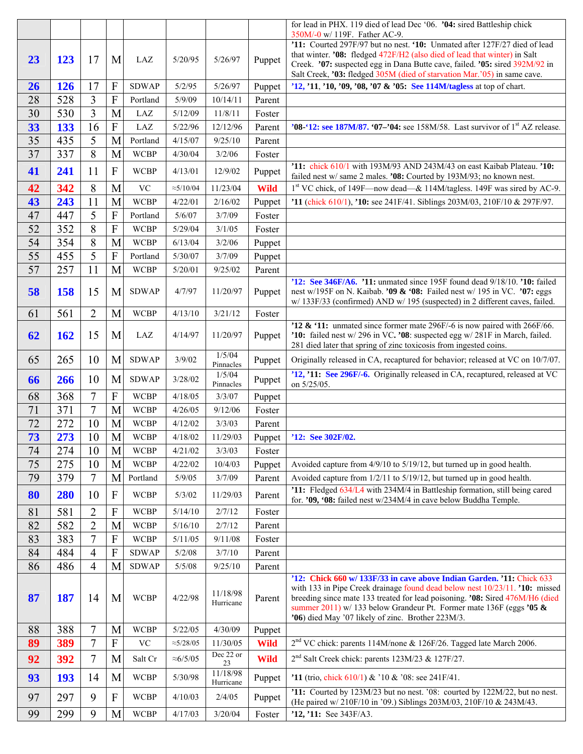| | | | | | | | | |
|---|---|---|---|---|---|---|---|---|
| | | | | | | | | for lead in PHX. 119 died of lead Dec '06. **'04:** sired Battleship chick 350M/-0 w/ 119F. Father AC-9. |
| **23** | **123** | 17 | M | LAZ | 5/20/95 | 5/26/97 | Puppet | **'11:** Courted 297F/97 but no nest. **'10:** Unmated after 127F/27 died of lead that winter. **'08:** fledged 472F/H2 (also died of lead that winter) in Salt Creek. **'07:** suspected egg in Dana Butte cave, failed. **'05:** sired 392M/92 in Salt Creek, **'03:** fledged 305M (died of starvation Mar.'05) in same cave. |
| **26** | **126** | 17 | F | SDWAP | 5/2/95 | 5/26/97 | Puppet | **'12,** '11, '10, '09, '08, '07 & '05: **See 114M/tagless** at top of chart. |
| 28 | 528 | 3 | F | Portland | 5/9/09 | 10/14/11 | Parent | |
| 30 | 530 | 3 | M | LAZ | 5/12/09 | 11/8/11 | Foster | |
| **33** | **133** | 16 | F | LAZ | 5/22/96 | 12/12/96 | Parent | **'08-'12: see 187M/87. '07–'04:** see 158M/58. Last survivor of 1st AZ release. |
| 35 | 435 | 5 | M | Portland | 4/15/07 | 9/25/10 | Parent | |
| 37 | 337 | 8 | M | WCBP | 4/30/04 | 3/2/06 | Foster | |
| **41** | **241** | 11 | F | WCBP | 4/13/01 | 12/9/02 | Puppet | **'11:** chick 610/1 with 193M/93 AND 243M/43 on east Kaibab Plateau. **'10:** failed nest w/ same 2 males. **'08:** Courted by 193M/93; no known nest. |
| **42** | **342** | 8 | M | VC | ≈5/10/04 | 11/23/04 | **Wild** | 1st VC chick, of 149F—now dead—& 114M/tagless. 149F was sired by AC-9. |
| **43** | **243** | 11 | M | WCBP | 4/22/01 | 2/16/02 | Puppet | **'11** (chick 610/1), **'10:** see 241F/41. Siblings 203M/03, 210F/10 & 297F/97. |
| 47 | 447 | 5 | F | Portland | 5/6/07 | 3/7/09 | Foster | |
| 52 | 352 | 8 | F | WCBP | 5/29/04 | 3/1/05 | Foster | |
| 54 | 354 | 8 | M | WCBP | 6/13/04 | 3/2/06 | Puppet | |
| 55 | 455 | 5 | F | Portland | 5/30/07 | 3/7/09 | Puppet | |
| 57 | 257 | 11 | M | WCBP | 5/20/01 | 9/25/02 | Parent | |
| **58** | **158** | 15 | M | SDWAP | 4/7/97 | 11/20/97 | Puppet | **'12: See 346F/A6. '11:** unmated since 195F found dead 9/18/10. **'10:** failed nest w/195F on N. Kaibab. **'09 & '08:** Failed nest w/ 195 in VC. **'07:** eggs w/ 133F/33 (confirmed) AND w/ 195 (suspected) in 2 different caves, failed. |
| 61 | 561 | 2 | M | WCBP | 4/13/10 | 3/21/12 | Foster | |
| **62** | **162** | 15 | M | LAZ | 4/14/97 | 11/20/97 | Puppet | **'12 & '11:** unmated since former mate 296F/-6 is now paired with 266F/66. **'10:** failed nest w/ 296 in VC. **'08:** suspected egg w/ 281F in March, failed. 281 died later that spring of zinc toxicosis from ingested coins. |
| 65 | 265 | 10 | M | SDWAP | 3/9/02 | 1/5/04 Pinnacles | Puppet | Originally released in CA, recaptured for behavior; released at VC on 10/7/07. |
| **66** | **266** | 10 | M | SDWAP | 3/28/02 | 1/5/04 Pinnacles | Puppet | **'12, '11: See 296F/-6.** Originally released in CA, recaptured, released at VC on 5/25/05. |
| 68 | 368 | 7 | F | WCBP | 4/18/05 | 3/3/07 | Puppet | |
| 71 | 371 | 7 | M | WCBP | 4/26/05 | 9/12/06 | Foster | |
| 72 | 272 | 10 | M | WCBP | 4/12/02 | 3/3/03 | Parent | |
| **73** | **273** | 10 | M | WCBP | 4/18/02 | 11/29/03 | Puppet | **'12: See 302F/02.** |
| 74 | 274 | 10 | M | WCBP | 4/21/02 | 3/3/03 | Foster | |
| 75 | 275 | 10 | M | WCBP | 4/22/02 | 10/4/03 | Puppet | Avoided capture from 4/9/10 to 5/19/12, but turned up in good health. |
| 79 | 379 | 7 | M | Portland | 5/9/05 | 3/7/09 | Parent | Avoided capture from 1/2/11 to 5/19/12, but turned up in good health. |
| **80** | **280** | 10 | F | WCBP | 5/3/02 | 11/29/03 | Parent | **'11:** Fledged 634/L4 with 234M/4 in Battleship formation, still being cared for. **'09, '08:** failed nest w/234M/4 in cave below Buddha Temple. |
| 81 | 581 | 2 | F | WCBP | 5/14/10 | 2/7/12 | Foster | |
| 82 | 582 | 2 | M | WCBP | 5/16/10 | 2/7/12 | Parent | |
| 83 | 383 | 7 | F | WCBP | 5/11/05 | 9/11/08 | Foster | |
| 84 | 484 | 4 | F | SDWAP | 5/2/08 | 3/7/10 | Parent | |
| 86 | 486 | 4 | M | SDWAP | 5/5/08 | 9/25/10 | Parent | |
| **87** | **187** | 14 | M | WCBP | 4/22/98 | 11/18/98 Hurricane | Parent | **'12: Chick 660 w/ 133F/33 in cave above Indian Garden. '11:** Chick 633 with 133 in Pipe Creek drainage found dead below nest 10/23/11. **'10:** missed breeding since mate 133 treated for lead poisoning. **'08:** Sired 476M/H6 (died summer 2011) w/ 133 below Grandeur Pt. Former mate 136F (eggs **'05 & '06**) died May '07 likely of zinc. Brother 223M/3. |
| 88 | 388 | 7 | M | WCBP | 5/22/05 | 4/30/09 | Puppet | |
| **89** | **389** | 7 | F | VC | ≈5/28/05 | 11/30/05 | **Wild** | 2nd VC chick: parents 114M/none & 126F/26. Tagged late March 2006. |
| **92** | **392** | 7 | M | Salt Cr | ≈6/5/05 | Dec 22 or 23 | **Wild** | 2nd Salt Creek chick: parents 123M/23 & 127F/27. |
| **93** | **193** | 14 | M | WCBP | 5/30/98 | 11/18/98 Hurricane | Puppet | **'11** (trio, chick 610/1) & '10 & '08: see 241F/41. |
| 97 | 297 | 9 | F | WCBP | 4/10/03 | 2/4/05 | Puppet | **'11:** Courted by 123M/23 but no nest. '08: courted by 122M/22, but no nest. (He paired w/ 210F/10 in '09.) Siblings 203M/03, 210F/10 & 243M/43. |
| 99 | 299 | 9 | M | WCBP | 4/17/03 | 3/20/04 | Foster | **'12, '11:** See 343F/A3. |